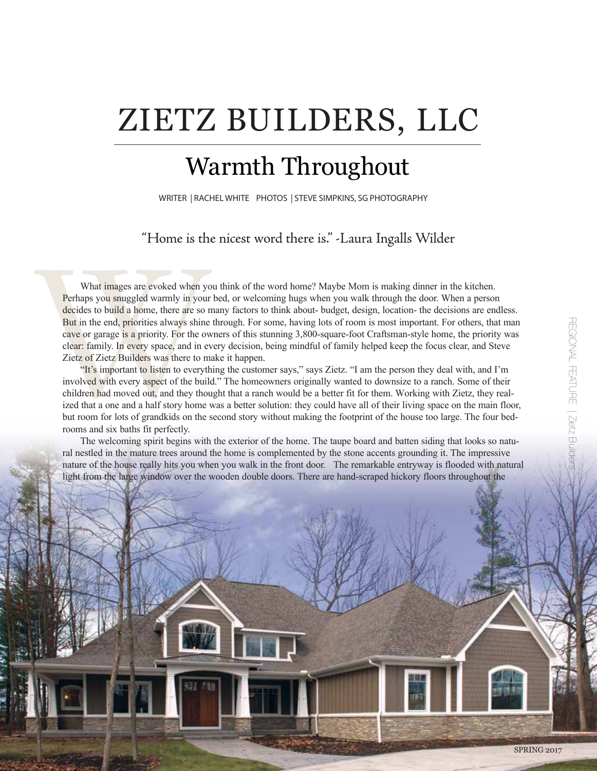# ZIETZ BUILDERS, LLC

## Warmth Throughout

WRITER | RACHEL WHITE PHOTOS | STEVE SIMPKINS, SG PHOTOGRAPHY

"Home is the nicest word there is." -Laura Ingalls Wilder

What images are evoked when you think of the word home? Maybe Mom is making dinner in the kitchen. Perhaps you snuggled warmly in your bed, or welcoming hugs when you walk through the door. When a person decides to build a home, there are so many factors to think about- budget, design, location- the decisions are endless. But in the end, priorities always shine through. For some, having lots of room is most important. For others, that man cave or garage is a priority. For the owners of this stunning 3,800-square-foot Craftsman-style home, the priority was clear: family. In every space, and in every decision, being mindful of family helped keep the focus clear, and Steve Zietz of Zietz Builders was there to make it happen.

"It's important to listen to everything the customer says," says Zietz. "I am the person they deal with, and I'm involved with every aspect of the build." The homeowners originally wanted to downsize to a ranch. Some of their children had moved out, and they thought that a ranch would be a better fit for them. Working with Zietz, they realized that a one and a half story home was a better solution: they could have all of their living space on the main floor, but room for lots of grandkids on the second story without making the footprint of the house too large. The four bedrooms and six baths fit perfectly.

The welcoming spirit begins with the exterior of the home. The taupe board and batten siding that looks so natural nestled in the mature trees around the home is complemented by the stone accents grounding it. The impressive nature of the house really hits you when you walk in the front door. The remarkable entryway is flooded with natural light from the large window over the wooden double doors. There are hand-scraped hickory floors throughout the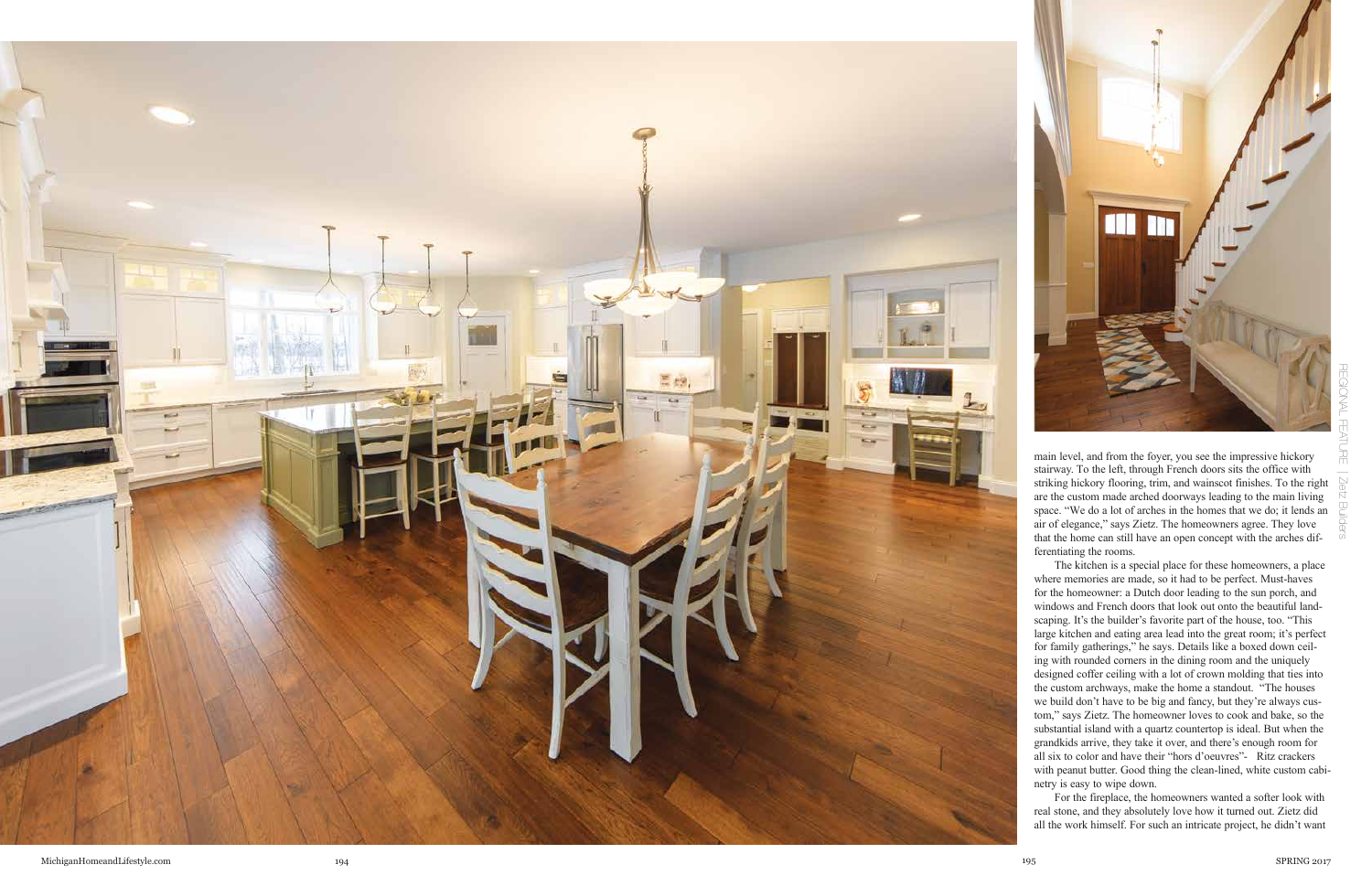main level, and from the foyer, you see the impressive hickory stairway. To the left, through French doors sits the office with striking hickory flooring, trim, and wainscot finishes. To the right are the custom made arched doorways leading to the main living space. "We do a lot of arches in the homes that we do; it lends an air of elegance," says Zietz. The homeowners agree. They love that the home can still have an open concept with the arches differentiating the rooms.

The kitchen is a special place for these homeowners, a place where memories are made, so it had to be perfect. Must-haves for the homeowner: a Dutch door leading to the sun porch, and windows and French doors that look out onto the beautiful landscaping. It's the builder's favorite part of the house, too. "This large kitchen and eating area lead into the great room; it's perfect for family gatherings," he says. Details like a boxed down ceiling with rounded corners in the dining room and the uniquely designed coffer ceiling with a lot of crown molding that ties into the custom archways, make the home a standout. "The houses we build don't have to be big and fancy, but they're always custom," says Zietz. The homeowner loves to cook and bake, so the substantial island with a quartz countertop is ideal. But when the grandkids arrive, they take it over, and there's enough room for all six to color and have their "hors d'oeuvres"- Ritz crackers with peanut butter. Good thing the clean-lined, white custom cabinetry is easy to wipe down.

For the fireplace, the homeowners wanted a softer look with real stone, and they absolutely love how it turned out. Zietz did all the work himself. For such an intricate project, he didn't want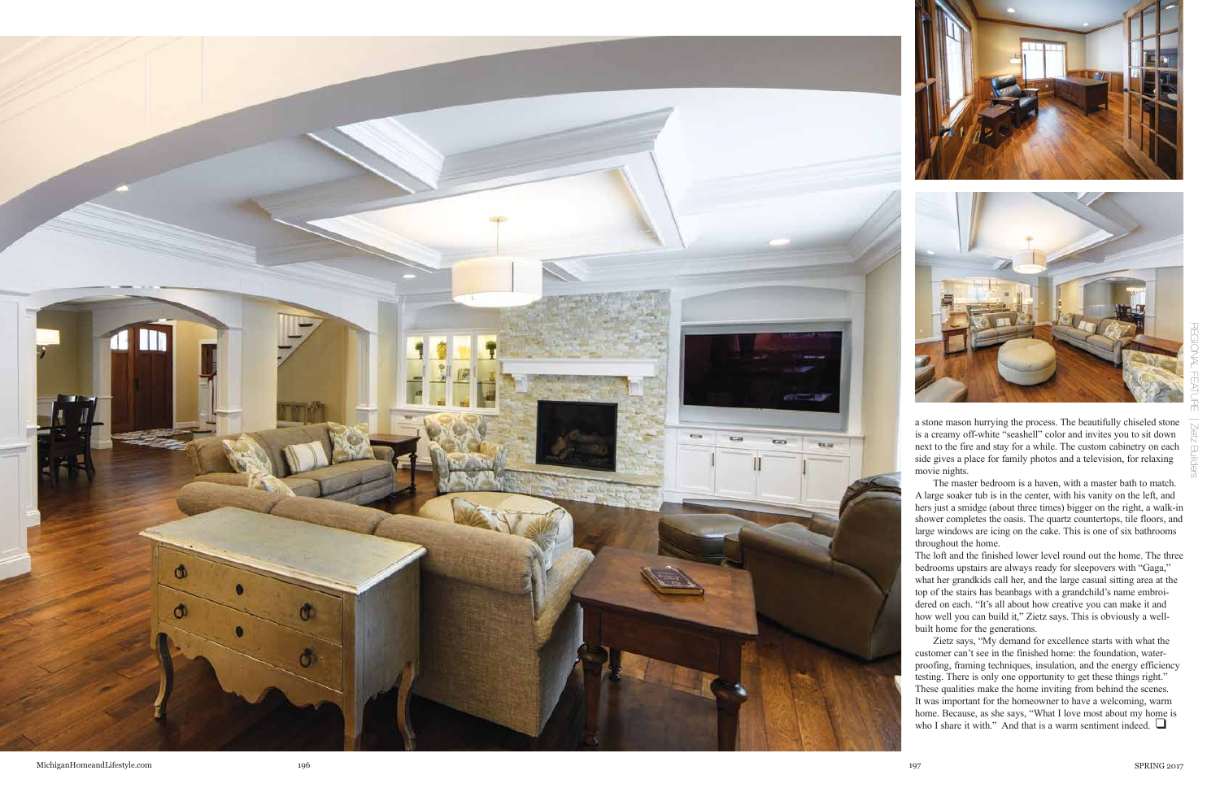a stone mason hurrying the process. The beautifully chiseled stone is a creamy off-white "seashell" color and invites you to sit down next to the fire and stay for a while. The custom cabinetry on each side gives a place for family photos and a television, for relaxing movie nights.

The master bedroom is a haven, with a master bath to match. A large soaker tub is in the center, with his vanity on the left, and hers just a smidge (about three times) bigger on the right, a walk-in shower completes the oasis. The quartz countertops, tile floors, and large windows are icing on the cake. This is one of six bathrooms throughout the home.

The loft and the finished lower level round out the home. The three bedrooms upstairs are always ready for sleepovers with "Gaga," what her grandkids call her, and the large casual sitting area at the top of the stairs has beanbags with a grandchild's name embroidered on each. "It's all about how creative you can make it and how well you can build it," Zietz says. This is obviously a well-built home for the generations.

Zietz says, "My demand for excellence starts with what the customer can't see in the finished home: the foundation, waterproofing, framing techniques, insulation, and the energy efficiency testing. There is only one opportunity to get these things right." These qualities make the home inviting from behind the scenes. It was important for the homeowner to have a welcoming, warm home. Because, as she says, "What I love most about my home is who I share it with." And that is a warm sentiment indeed. ❑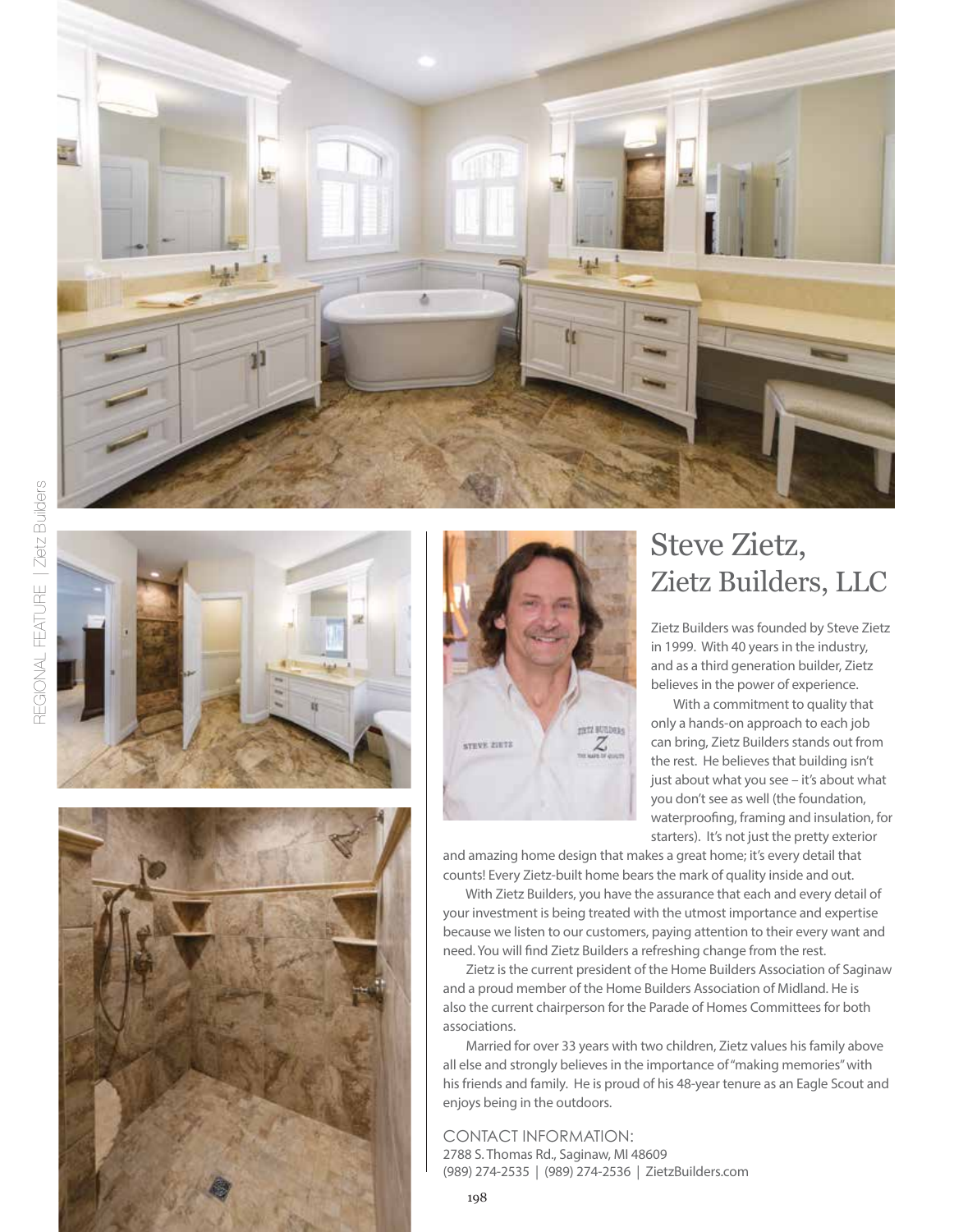# Steve Zietz, Zietz Builders, LLC

Zietz Builders was founded by Steve Zietz in 1999. With 40 years in the industry, and as a third generation builder, Zietz believes in the power of experience.

With a commitment to quality that only a hands-on approach to each job can bring, Zietz Builders stands out from the rest. He believes that building isn't just about what you see – it's about what you don't see as well (the foundation, waterproofing, framing and insulation, for starters). It's not just the pretty exterior and amazing home design that makes a great home; it's every detail that counts! Every Zietz-built home bears the mark of quality inside and out.

With Zietz Builders, you have the assurance that each and every detail of your investment is being treated with the utmost importance and expertise because we listen to our customers, paying attention to their every want and need. You will find Zietz Builders a refreshing change from the rest.

Zietz is the current president of the Home Builders Association of Saginaw and a proud member of the Home Builders Association of Midland. He is also the current chairperson for the Parade of Homes Committees for both associations.

Married for over 33 years with two children, Zietz values his family above all else and strongly believes in the importance of "making memories" with his friends and family. He is proud of his 48-year tenure as an Eagle Scout and enjoys being in the outdoors.

CONTACT INFORMATION:
2788 S. Thomas Rd., Saginaw, MI 48609
(989) 274-2535 | (989) 274-2536 | ZietzBuilders.com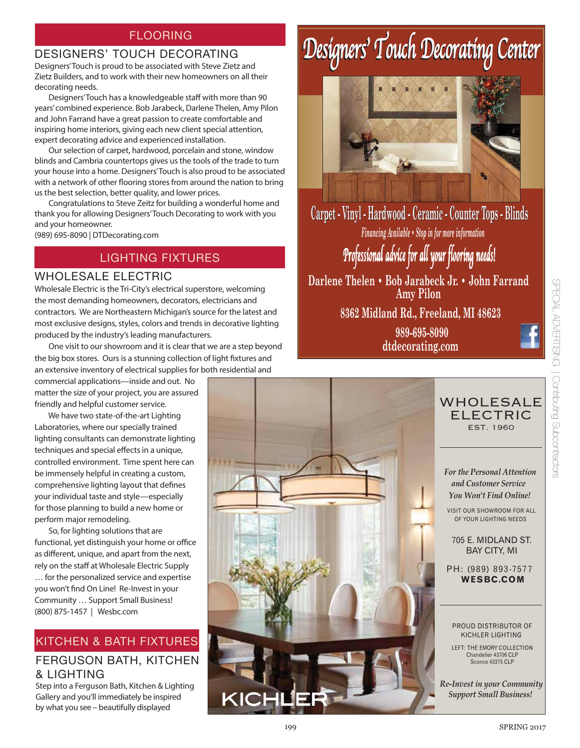## FLOORING

### DESIGNERS' TOUCH DECORATING

Designers' Touch is proud to be associated with Steve Zietz and Zietz Builders, and to work with their new homeowners on all their decorating needs.

Designers' Touch has a knowledgeable staff with more than 90 years' combined experience. Bob Jarabeck, Darlene Thelen, Amy Pilon and John Farrand have a great passion to create comfortable and inspiring home interiors, giving each new client special attention, expert decorating advice and experienced installation.

Our selection of carpet, hardwood, porcelain and stone, window blinds and Cambria countertops gives us the tools of the trade to turn your house into a home. Designers' Touch is also proud to be associated with a network of other flooring stores from around the nation to bring us the best selection, better quality, and lower prices.

Congratulations to Steve Zeitz for building a wonderful home and thank you for allowing Designers' Touch Decorating to work with you and your homeowner.

(989) 695-8090 | DTDecorating.com

## LIGHTING FIXTURES

### WHOLESALE ELECTRIC

Wholesale Electric is the Tri-City's electrical superstore, welcoming the most demanding homeowners, decorators, electricians and contractors. We are Northeastern Michigan's source for the latest and most exclusive designs, styles, colors and trends in decorative lighting produced by the industry's leading manufacturers.

One visit to our showroom and it is clear that we are a step beyond the big box stores. Ours is a stunning collection of light fixtures and an extensive inventory of electrical supplies for both residential and commercial applications—inside and out. No matter the size of your project, you are assured friendly and helpful customer service.

We have two state-of-the-art Lighting Laboratories, where our specially trained lighting consultants can demonstrate lighting techniques and special effects in a unique, controlled environment. Time spent here can be immensely helpful in creating a custom, comprehensive lighting layout that defines your individual taste and style—especially for those planning to build a new home or perform major remodeling.

So, for lighting solutions that are functional, yet distinguish your home or office as different, unique, and apart from the next, rely on the staff at Wholesale Electric Supply … for the personalized service and expertise you won't find On Line! Re-Invest in your Community … Support Small Business!

(800) 875-1457 | Wesbc.com

## KITCHEN & BATH FIXTURES

### FERGUSON BATH, KITCHEN & LIGHTING

Step into a Ferguson Bath, Kitchen & Lighting Gallery and you'll immediately be inspired by what you see – beautifully displayed

# Designers' Touch Decorating Center

Carpet - Vinyl - Hardwood - Ceramic - Counter Tops - Blinds

*Financing Available • Stop in for more information*

*Professional advice for all your flooring needs!*

Darlene Thelen • Bob Jarabeck Jr. • John Farrand
Amy Pilon

8362 Midland Rd., Freeland, MI 48623

989-695-8090
dtdecorating.com

# WHOLESALE ELECTRIC
EST. 1960

*For the Personal Attention and Customer Service You Won't Find Online!*

VISIT OUR SHOWROOM FOR ALL OF YOUR LIGHTING NEEDS

705 E. MIDLAND ST.
BAY CITY, MI

PH: (989) 893-7577
**WESBC.COM**

PROUD DISTRIBUTOR OF KICHLER LIGHTING

LEFT: THE EMORY COLLECTION
Chandelier 43706 CLP
Sconce 43375 CLP

*Re-Invest in your Community Support Small Business!*

KICHLER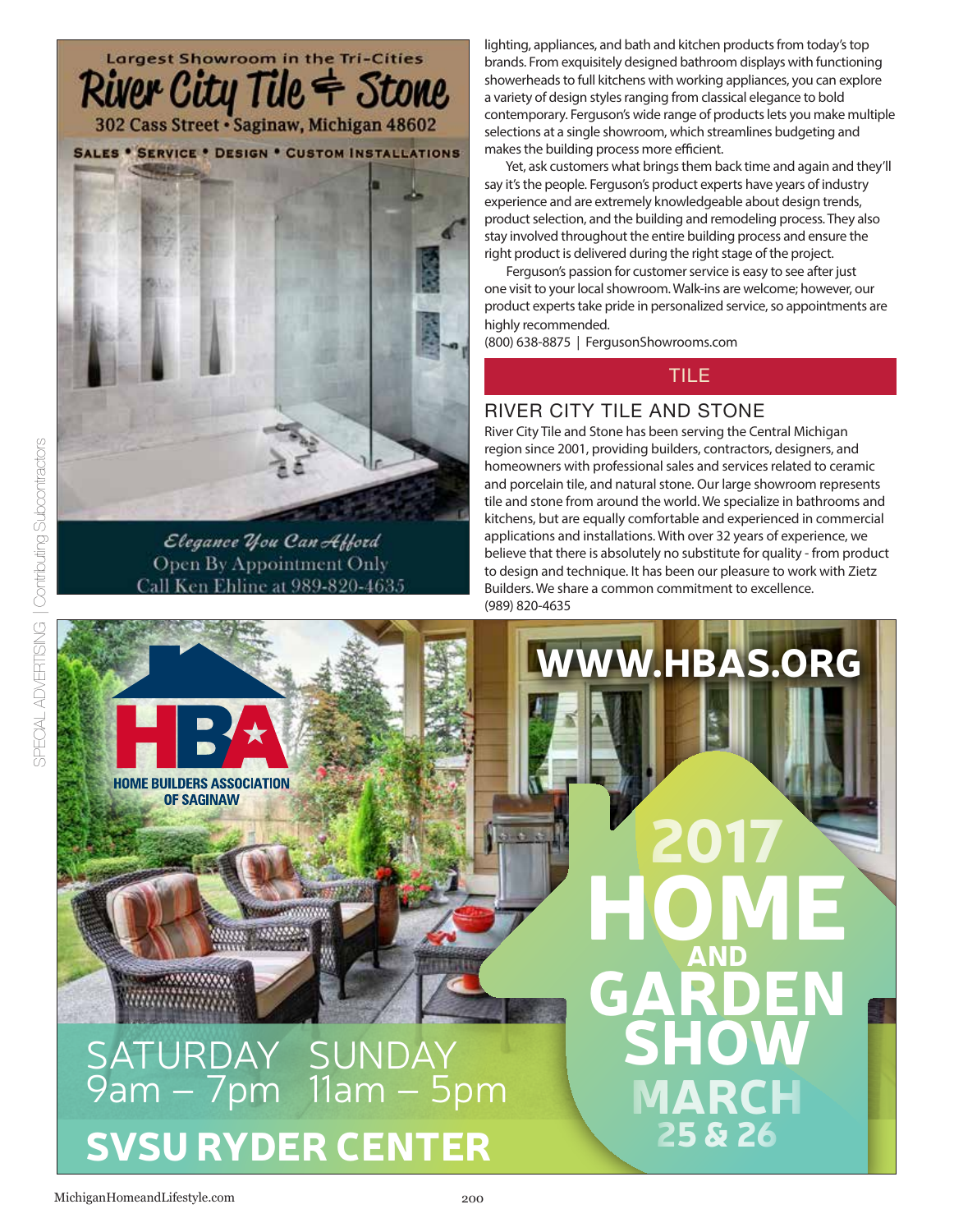Largest Showroom in the Tri-Cities

# River City Tile & Stone

302 Cass Street • Saginaw, Michigan 48602

SALES • SERVICE • DESIGN • CUSTOM INSTALLATIONS

*Elegance You Can Afford*

Open By Appointment Only

Call Ken Ehline at 989-820-4635

lighting, appliances, and bath and kitchen products from today's top brands. From exquisitely designed bathroom displays with functioning showerheads to full kitchens with working appliances, you can explore a variety of design styles ranging from classical elegance to bold contemporary. Ferguson's wide range of products lets you make multiple selections at a single showroom, which streamlines budgeting and makes the building process more efficient.

Yet, ask customers what brings them back time and again and they'll say it's the people. Ferguson's product experts have years of industry experience and are extremely knowledgeable about design trends, product selection, and the building and remodeling process. They also stay involved throughout the entire building process and ensure the right product is delivered during the right stage of the project.

Ferguson's passion for customer service is easy to see after just one visit to your local showroom. Walk-ins are welcome; however, our product experts take pride in personalized service, so appointments are highly recommended.

(800) 638-8875 | FergusonShowrooms.com

## TILE

### RIVER CITY TILE AND STONE

River City Tile and Stone has been serving the Central Michigan region since 2001, providing builders, contractors, designers, and homeowners with professional sales and services related to ceramic and porcelain tile, and natural stone. Our large showroom represents tile and stone from around the world. We specialize in bathrooms and kitchens, but are equally comfortable and experienced in commercial applications and installations. With over 32 years of experience, we believe that there is absolutely no substitute for quality - from product to design and technique. It has been our pleasure to work with Zietz Builders. We share a common commitment to excellence.

(989) 820-4635

HBA

HOME BUILDERS ASSOCIATION OF SAGINAW

WWW.HBAS.ORG

2017 HOME AND GARDEN SHOW

MARCH 25 & 26

SATURDAY 9am – 7pm

SUNDAY 11am – 5pm

SVSU RYDER CENTER